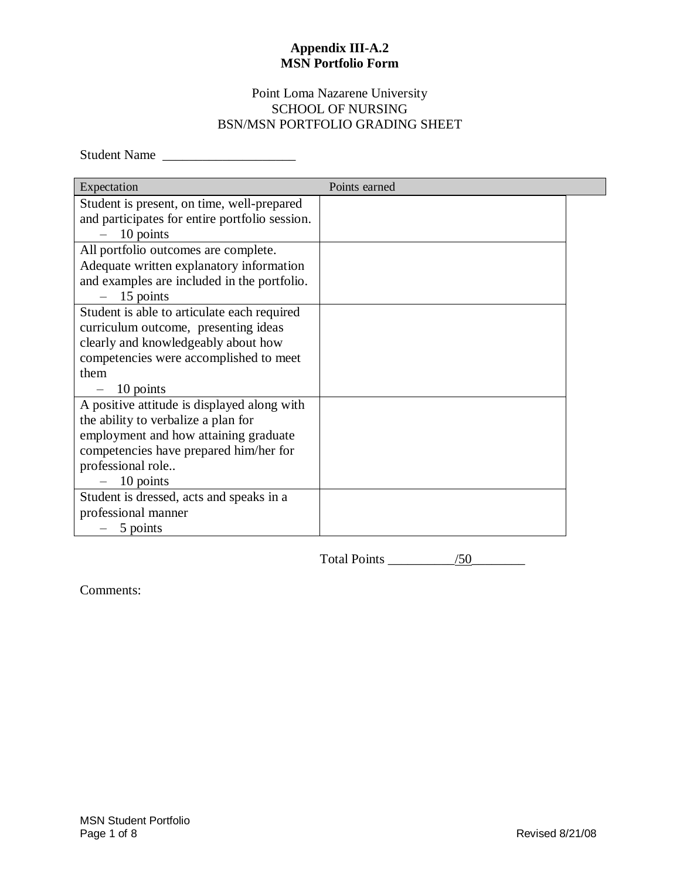**Appendix III-A.2**
**MSN Portfolio Form**

Point Loma Nazarene University
SCHOOL OF NURSING
BSN/MSN PORTFOLIO GRADING SHEET

Student Name ____________________

| Expectation | Points earned |
|---|---|
| Student is present, on time, well-prepared and participates for entire portfolio session. – 10 points | |
| All portfolio outcomes are complete. Adequate written explanatory information and examples are included in the portfolio. – 15 points | |
| Student is able to articulate each required curriculum outcome, presenting ideas clearly and knowledgeably about how competencies were accomplished to meet them – 10 points | |
| A positive attitude is displayed along with the ability to verbalize a plan for employment and how attaining graduate competencies have prepared him/her for professional role.. – 10 points | |
| Student is dressed, acts and speaks in a professional manner – 5 points | |

Total Points __________/50________

Comments: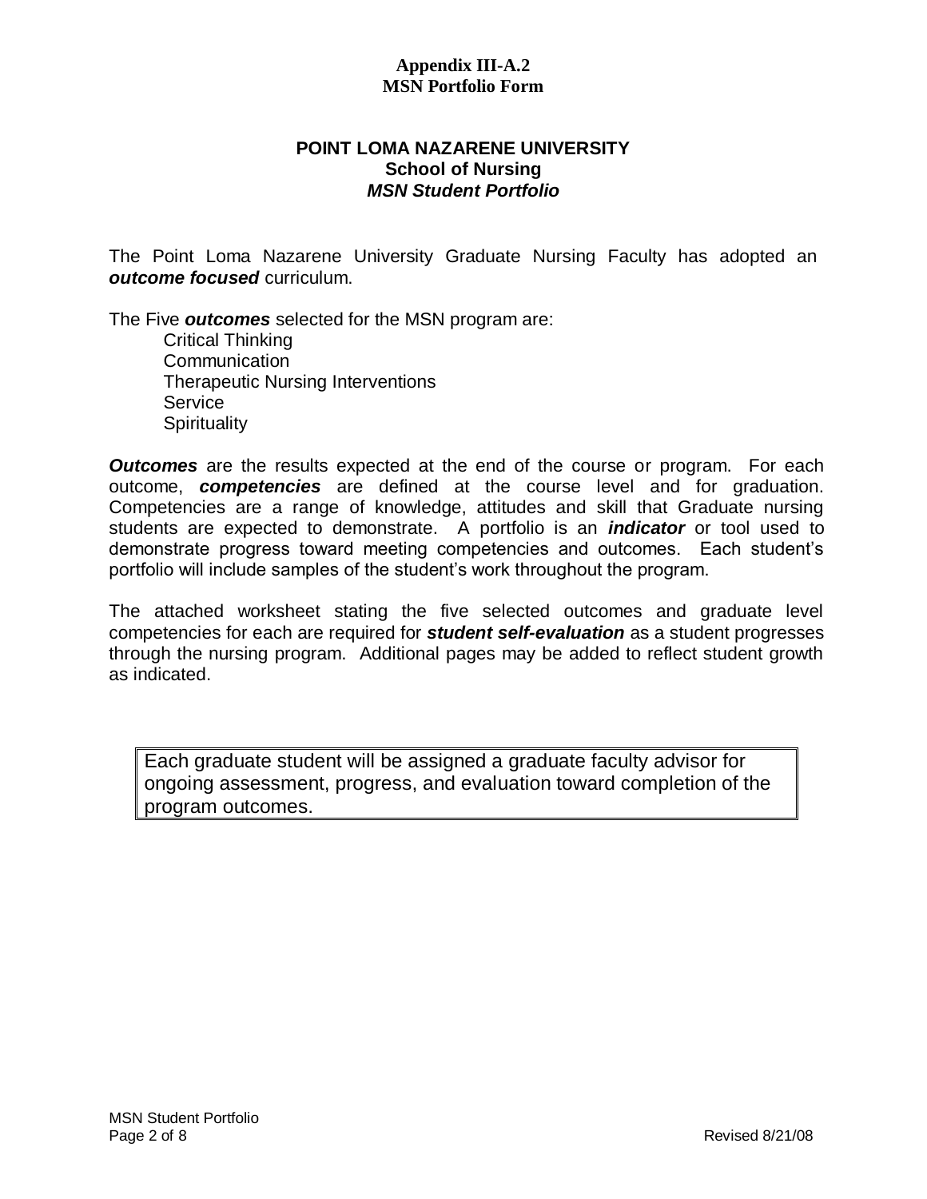**Appendix III-A.2**
**MSN Portfolio Form**

# POINT LOMA NAZARENE UNIVERSITY
## School of Nursing
### *MSN Student Portfolio*

The Point Loma Nazarene University Graduate Nursing Faculty has adopted an ***outcome focused*** curriculum.

The Five ***outcomes*** selected for the MSN program are:

- Critical Thinking
- Communication
- Therapeutic Nursing Interventions
- Service
- Spirituality

***Outcomes*** are the results expected at the end of the course or program. For each outcome, ***competencies*** are defined at the course level and for graduation. Competencies are a range of knowledge, attitudes and skill that Graduate nursing students are expected to demonstrate. A portfolio is an ***indicator*** or tool used to demonstrate progress toward meeting competencies and outcomes. Each student's portfolio will include samples of the student's work throughout the program.

The attached worksheet stating the five selected outcomes and graduate level competencies for each are required for ***student self-evaluation*** as a student progresses through the nursing program. Additional pages may be added to reflect student growth as indicated.

> Each graduate student will be assigned a graduate faculty advisor for ongoing assessment, progress, and evaluation toward completion of the program outcomes.

Revised 8/21/08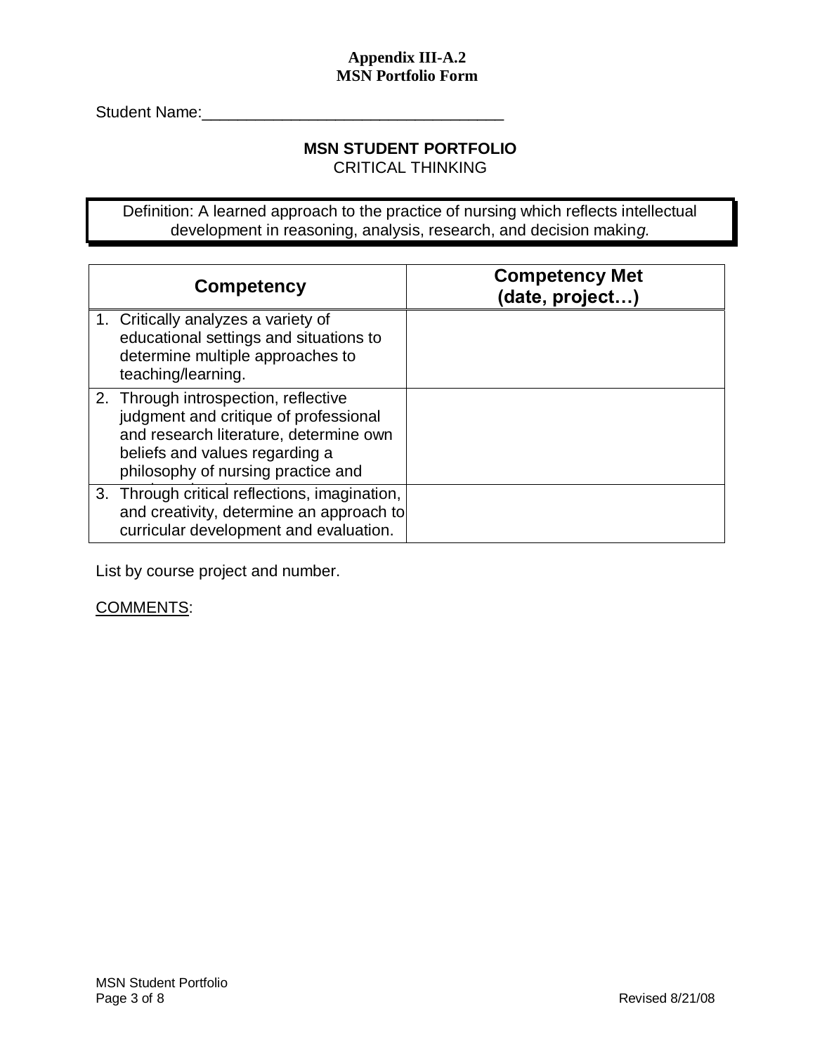**Appendix III-A.2**
**MSN Portfolio Form**

Student Name:__________________________________

## MSN STUDENT PORTFOLIO
CRITICAL THINKING

Definition: A learned approach to the practice of nursing which reflects intellectual development in reasoning, analysis, research, and decision making.

| Competency | Competency Met (date, project…) |
| --- | --- |
| 1. Critically analyzes a variety of educational settings and situations to determine multiple approaches to teaching/learning. | |
| 2. Through introspection, reflective judgment and critique of professional and research literature, determine own beliefs and values regarding a philosophy of nursing practice and | |
| 3. Through critical reflections, imagination, and creativity, determine an approach to curricular development and evaluation. | |

List by course project and number.

COMMENTS: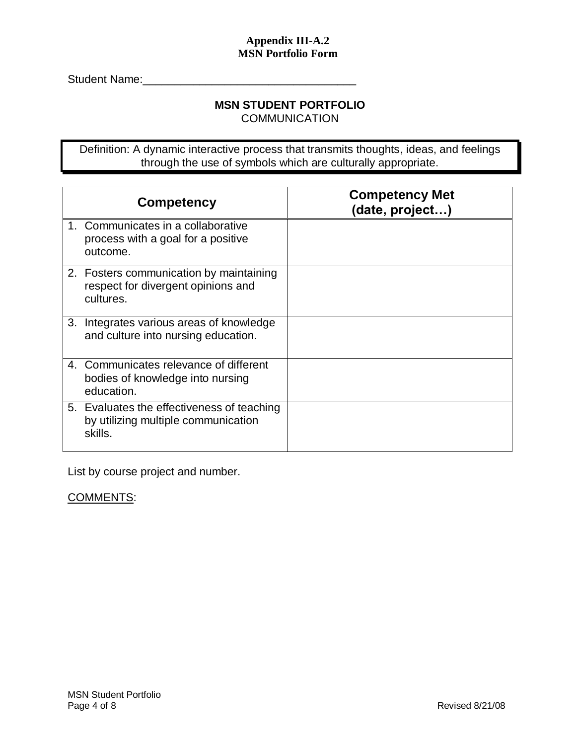**Appendix III-A.2**
**MSN Portfolio Form**

Student Name:_________________________________

## MSN STUDENT PORTFOLIO

COMMUNICATION

Definition: A dynamic interactive process that transmits thoughts, ideas, and feelings through the use of symbols which are culturally appropriate.

| Competency | Competency Met (date, project…) |
|---|---|
| 1. Communicates in a collaborative process with a goal for a positive outcome. | |
| 2. Fosters communication by maintaining respect for divergent opinions and cultures. | |
| 3. Integrates various areas of knowledge and culture into nursing education. | |
| 4. Communicates relevance of different bodies of knowledge into nursing education. | |
| 5. Evaluates the effectiveness of teaching by utilizing multiple communication skills. | |

List by course project and number.

COMMENTS: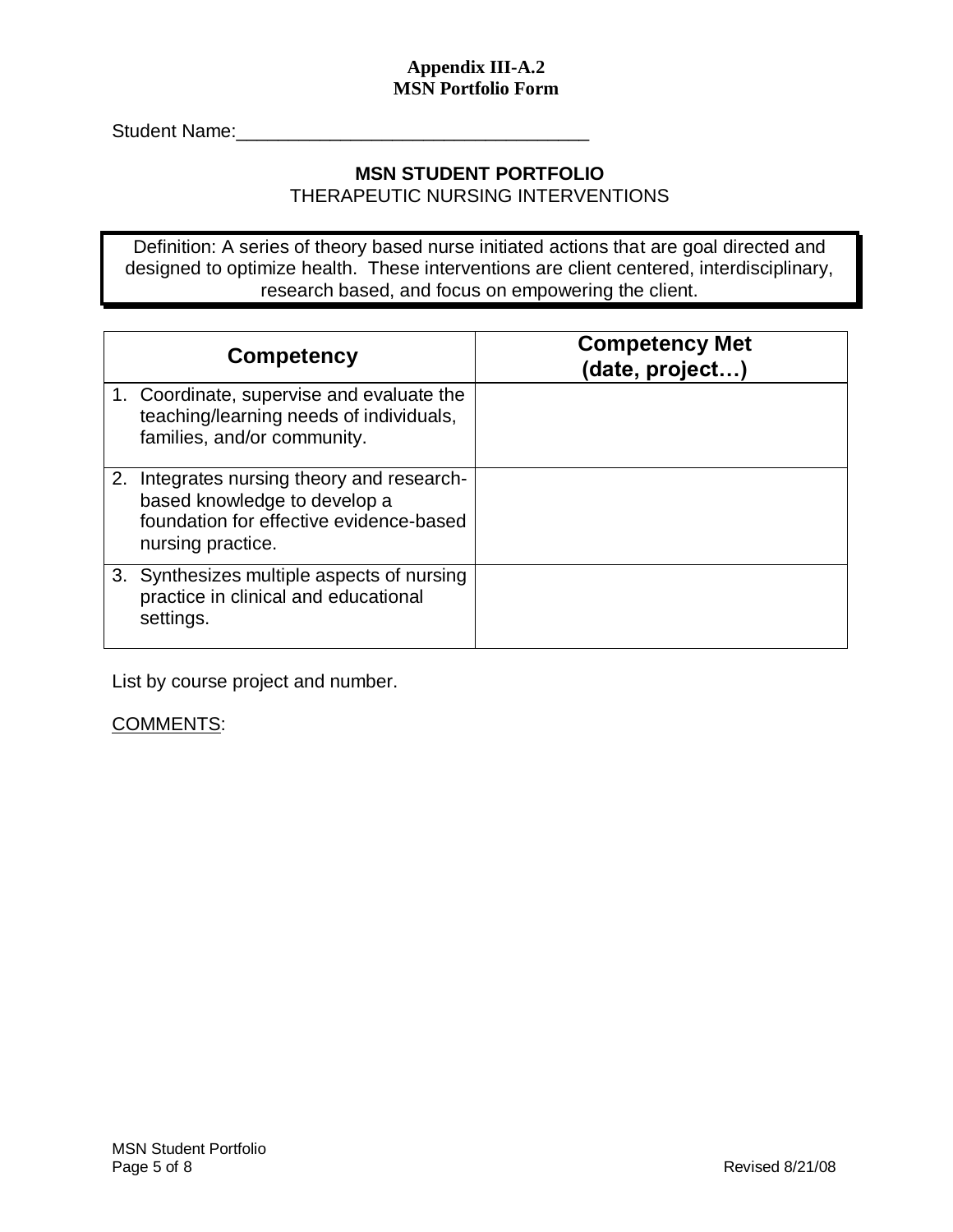**Appendix III-A.2**
**MSN Portfolio Form**

Student Name:_________________________________

## MSN STUDENT PORTFOLIO
THERAPEUTIC NURSING INTERVENTIONS

Definition: A series of theory based nurse initiated actions that are goal directed and designed to optimize health. These interventions are client centered, interdisciplinary, research based, and focus on empowering the client.

| Competency | Competency Met (date, project…) |
| --- | --- |
| 1. Coordinate, supervise and evaluate the teaching/learning needs of individuals, families, and/or community. | |
| 2. Integrates nursing theory and research-based knowledge to develop a foundation for effective evidence-based nursing practice. | |
| 3. Synthesizes multiple aspects of nursing practice in clinical and educational settings. | |

List by course project and number.

COMMENTS:

MSN Student Portfolio

Revised 8/21/08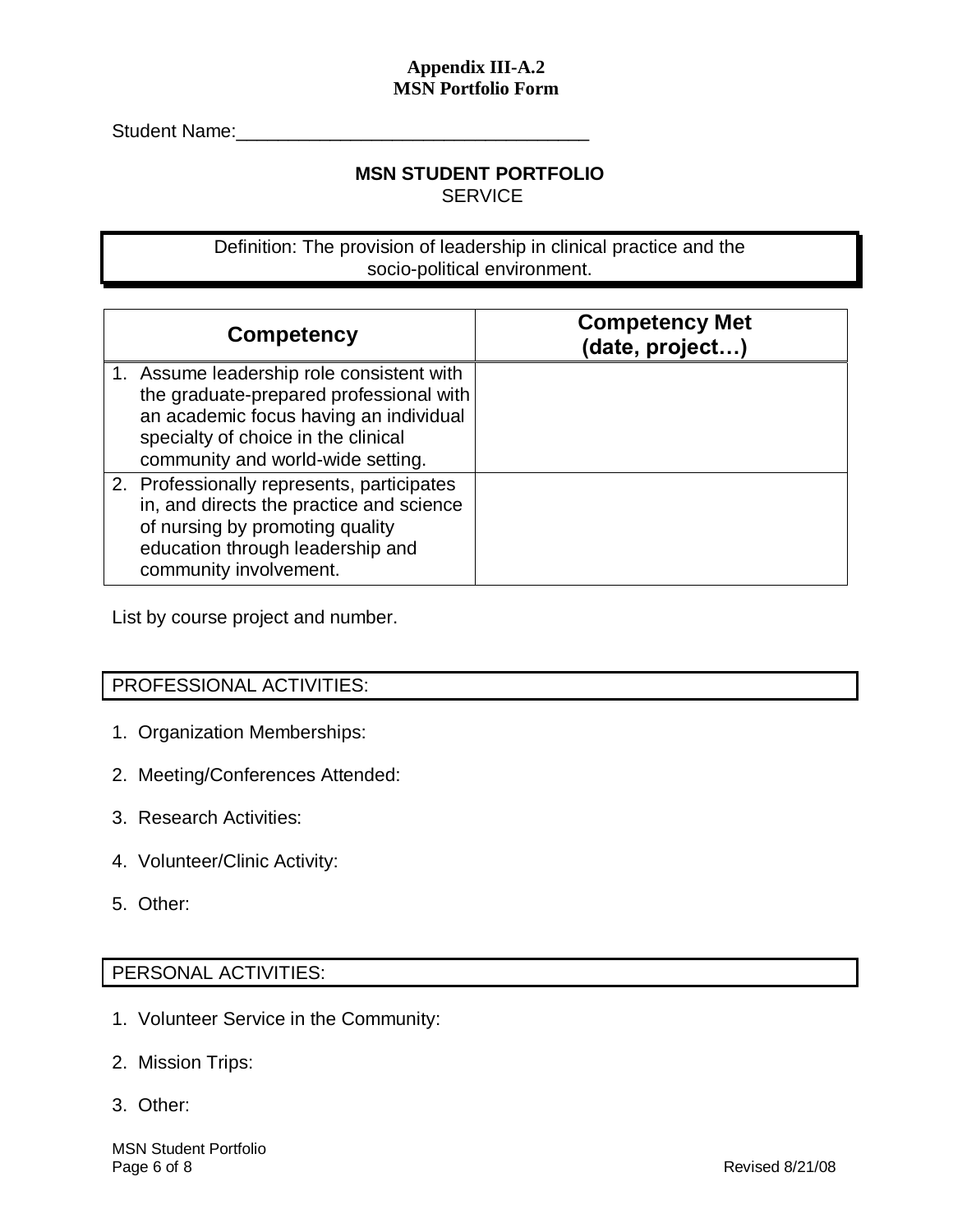**Appendix III-A.2**
**MSN Portfolio Form**

Student Name:_________________________________

## MSN STUDENT PORTFOLIO
SERVICE

Definition: The provision of leadership in clinical practice and the socio-political environment.

| Competency | Competency Met (date, project…) |
| --- | --- |
| 1. Assume leadership role consistent with the graduate-prepared professional with an academic focus having an individual specialty of choice in the clinical community and world-wide setting. | |
| 2. Professionally represents, participates in, and directs the practice and science of nursing by promoting quality education through leadership and community involvement. | |

List by course project and number.

PROFESSIONAL ACTIVITIES:

1. Organization Memberships:
2. Meeting/Conferences Attended:
3. Research Activities:
4. Volunteer/Clinic Activity:
5. Other:

PERSONAL ACTIVITIES:

1. Volunteer Service in the Community:
2. Mission Trips:
3. Other: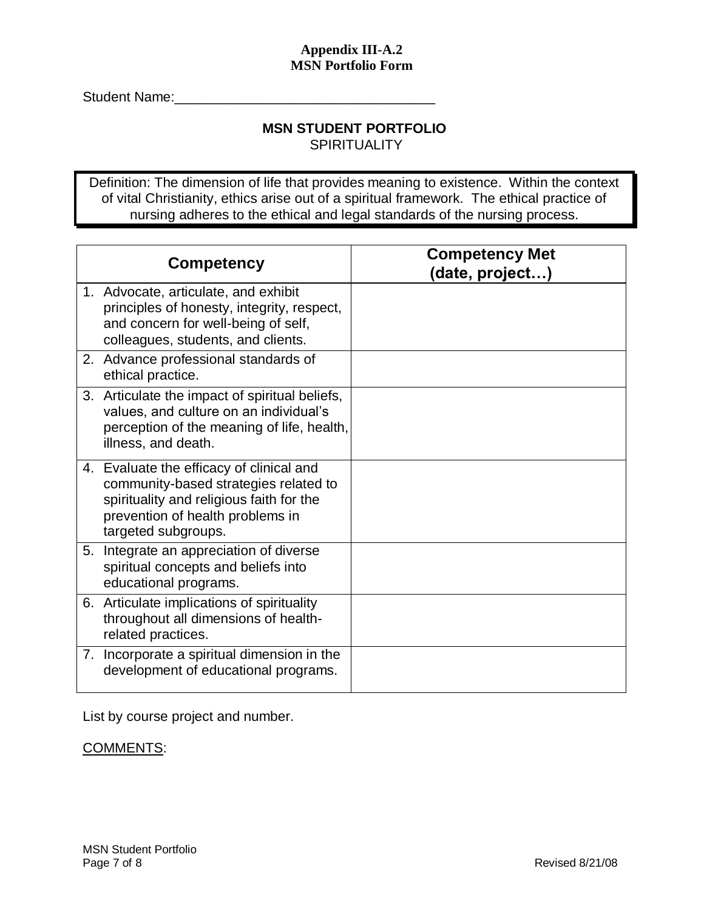**Appendix III-A.2**
**MSN Portfolio Form**

Student Name:___________________________________

## MSN STUDENT PORTFOLIO

SPIRITUALITY

Definition: The dimension of life that provides meaning to existence. Within the context of vital Christianity, ethics arise out of a spiritual framework. The ethical practice of nursing adheres to the ethical and legal standards of the nursing process.

| Competency | Competency Met (date, project…) |
|---|---|
| 1. Advocate, articulate, and exhibit principles of honesty, integrity, respect, and concern for well-being of self, colleagues, students, and clients. | |
| 2. Advance professional standards of ethical practice. | |
| 3. Articulate the impact of spiritual beliefs, values, and culture on an individual's perception of the meaning of life, health, illness, and death. | |
| 4. Evaluate the efficacy of clinical and community-based strategies related to spirituality and religious faith for the prevention of health problems in targeted subgroups. | |
| 5. Integrate an appreciation of diverse spiritual concepts and beliefs into educational programs. | |
| 6. Articulate implications of spirituality throughout all dimensions of health-related practices. | |
| 7. Incorporate a spiritual dimension in the development of educational programs. | |

List by course project and number.

COMMENTS:

Revised 8/21/08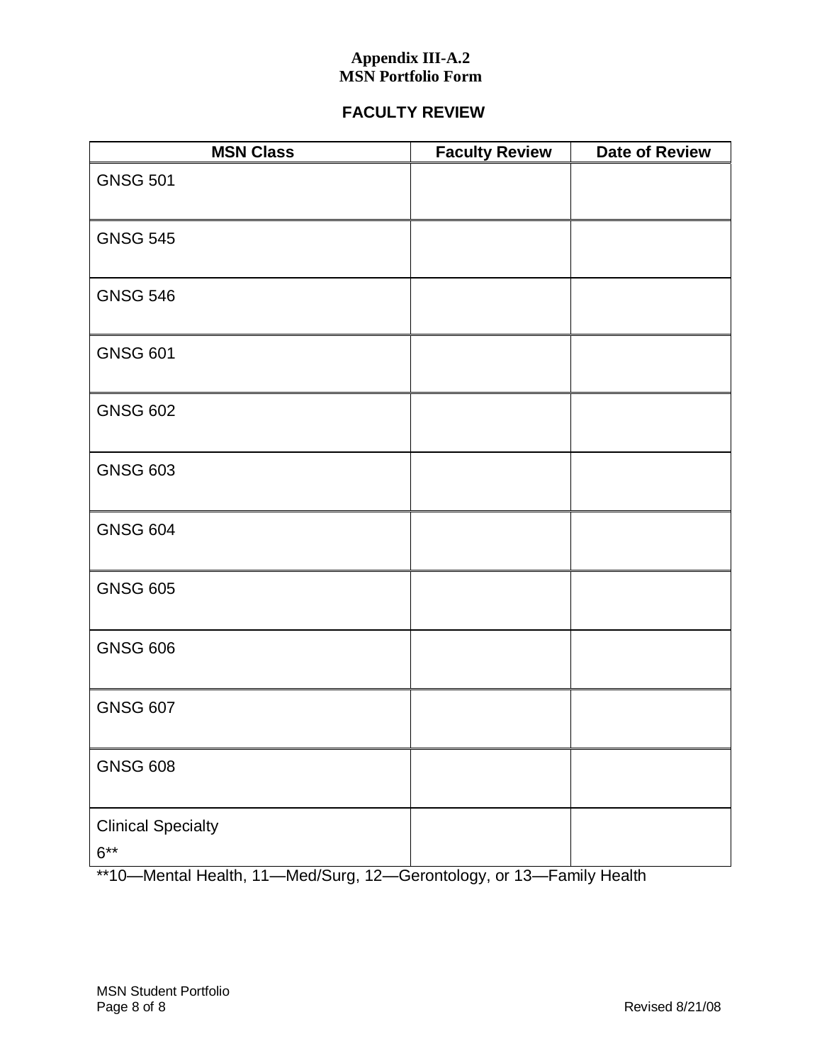**Appendix III-A.2**
**MSN Portfolio Form**

## FACULTY REVIEW

| MSN Class | Faculty Review | Date of Review |
|---|---|---|
| GNSG 501 | | |
| GNSG 545 | | |
| GNSG 546 | | |
| GNSG 601 | | |
| GNSG 602 | | |
| GNSG 603 | | |
| GNSG 604 | | |
| GNSG 605 | | |
| GNSG 606 | | |
| GNSG 607 | | |
| GNSG 608 | | |
| Clinical Specialty 6** | | |

**10—Mental Health, 11—Med/Surg, 12—Gerontology, or 13—Family Health

MSN Student Portfolio

Revised 8/21/08